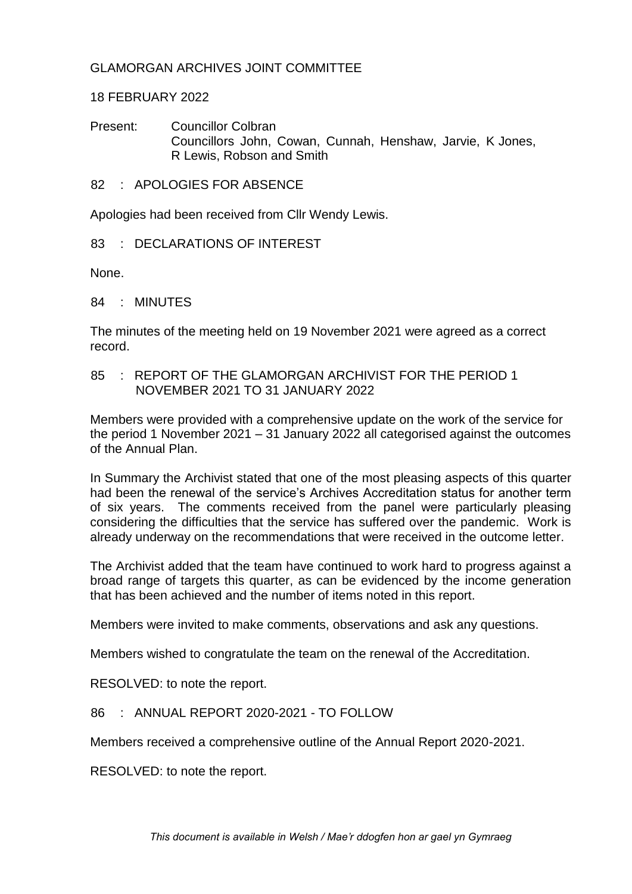# GLAMORGAN ARCHIVES JOINT COMMITTEE

18 FEBRUARY 2022

Present: Councillor Colbran
Councillors John, Cowan, Cunnah, Henshaw, Jarvie, K Jones, R Lewis, Robson and Smith

## 82 : APOLOGIES FOR ABSENCE

Apologies had been received from Cllr Wendy Lewis.

## 83 : DECLARATIONS OF INTEREST

None.

## 84 : MINUTES

The minutes of the meeting held on 19 November 2021 were agreed as a correct record.

## 85 : REPORT OF THE GLAMORGAN ARCHIVIST FOR THE PERIOD 1 NOVEMBER 2021 TO 31 JANUARY 2022

Members were provided with a comprehensive update on the work of the service for the period 1 November 2021 – 31 January 2022 all categorised against the outcomes of the Annual Plan.

In Summary the Archivist stated that one of the most pleasing aspects of this quarter had been the renewal of the service's Archives Accreditation status for another term of six years. The comments received from the panel were particularly pleasing considering the difficulties that the service has suffered over the pandemic. Work is already underway on the recommendations that were received in the outcome letter.

The Archivist added that the team have continued to work hard to progress against a broad range of targets this quarter, as can be evidenced by the income generation that has been achieved and the number of items noted in this report.

Members were invited to make comments, observations and ask any questions.

Members wished to congratulate the team on the renewal of the Accreditation.

RESOLVED: to note the report.

## 86 : ANNUAL REPORT 2020-2021 - TO FOLLOW

Members received a comprehensive outline of the Annual Report 2020-2021.

RESOLVED: to note the report.

*This document is available in Welsh / Mae'r ddogfen hon ar gael yn Gymraeg*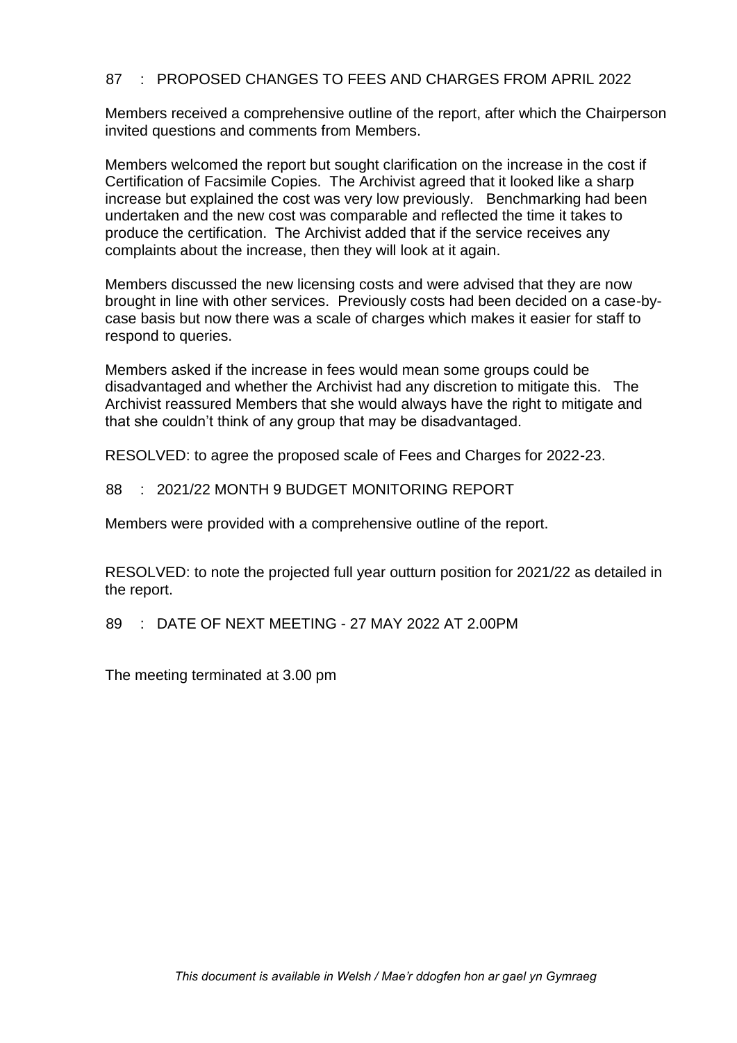## 87 : PROPOSED CHANGES TO FEES AND CHARGES FROM APRIL 2022

Members received a comprehensive outline of the report, after which the Chairperson invited questions and comments from Members.

Members welcomed the report but sought clarification on the increase in the cost if Certification of Facsimile Copies. The Archivist agreed that it looked like a sharp increase but explained the cost was very low previously. Benchmarking had been undertaken and the new cost was comparable and reflected the time it takes to produce the certification. The Archivist added that if the service receives any complaints about the increase, then they will look at it again.

Members discussed the new licensing costs and were advised that they are now brought in line with other services. Previously costs had been decided on a case-by-case basis but now there was a scale of charges which makes it easier for staff to respond to queries.

Members asked if the increase in fees would mean some groups could be disadvantaged and whether the Archivist had any discretion to mitigate this. The Archivist reassured Members that she would always have the right to mitigate and that she couldn't think of any group that may be disadvantaged.

RESOLVED: to agree the proposed scale of Fees and Charges for 2022-23.

## 88 : 2021/22 MONTH 9 BUDGET MONITORING REPORT

Members were provided with a comprehensive outline of the report.

RESOLVED: to note the projected full year outturn position for 2021/22 as detailed in the report.

## 89 : DATE OF NEXT MEETING - 27 MAY 2022 AT 2.00PM

The meeting terminated at 3.00 pm

*This document is available in Welsh / Mae'r ddogfen hon ar gael yn Gymraeg*